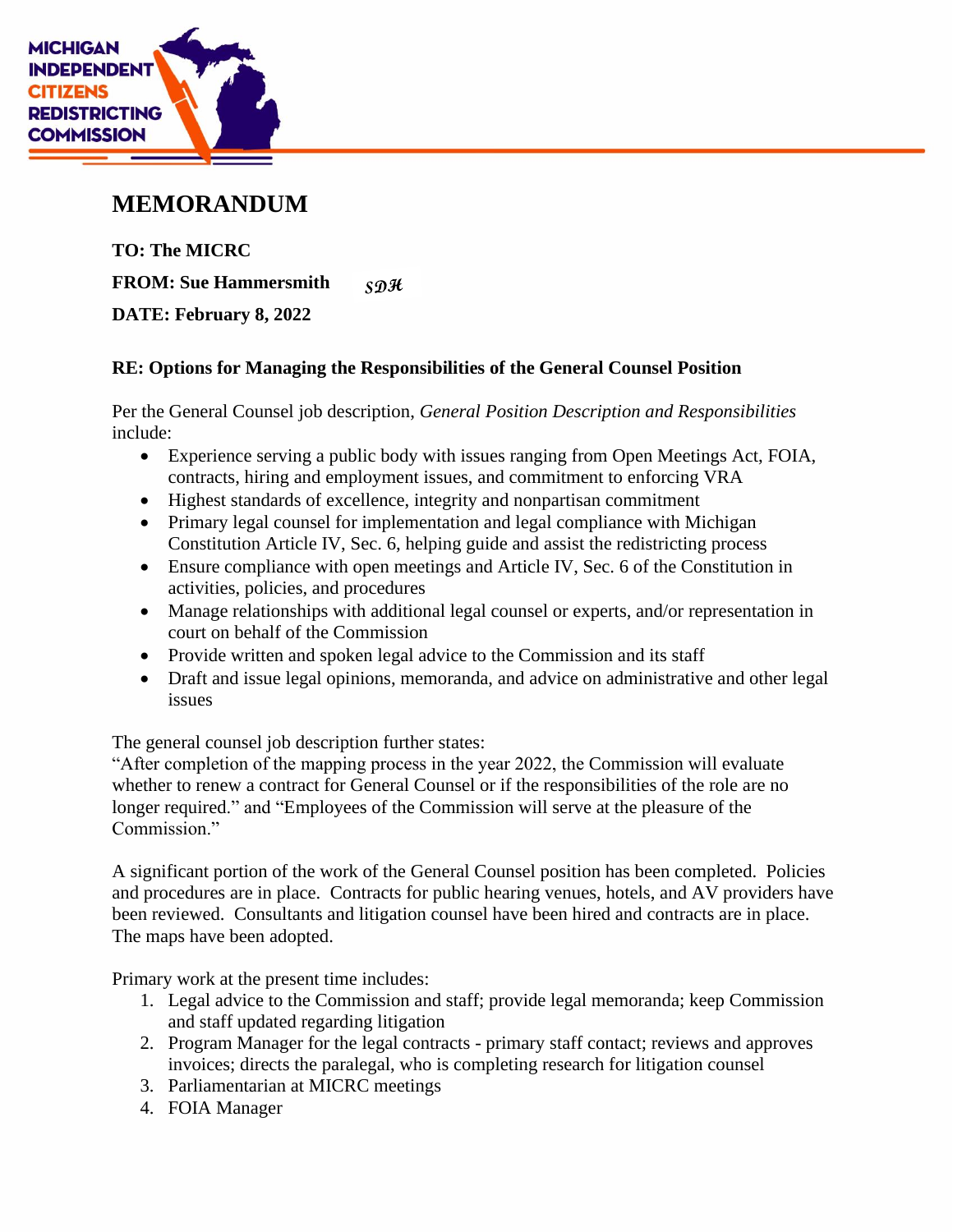MICHIGAN INDEPENDENT CITIZENS REDISTRICTING COMMISSION

# MEMORANDUM

**TO: The MICRC**

**FROM: Sue Hammersmith** *SDH*

**DATE: February 8, 2022**

**RE: Options for Managing the Responsibilities of the General Counsel Position**

Per the General Counsel job description, *General Position Description and Responsibilities* include:

- Experience serving a public body with issues ranging from Open Meetings Act, FOIA, contracts, hiring and employment issues, and commitment to enforcing VRA
- Highest standards of excellence, integrity and nonpartisan commitment
- Primary legal counsel for implementation and legal compliance with Michigan Constitution Article IV, Sec. 6, helping guide and assist the redistricting process
- Ensure compliance with open meetings and Article IV, Sec. 6 of the Constitution in activities, policies, and procedures
- Manage relationships with additional legal counsel or experts, and/or representation in court on behalf of the Commission
- Provide written and spoken legal advice to the Commission and its staff
- Draft and issue legal opinions, memoranda, and advice on administrative and other legal issues

The general counsel job description further states:
"After completion of the mapping process in the year 2022, the Commission will evaluate whether to renew a contract for General Counsel or if the responsibilities of the role are no longer required." and "Employees of the Commission will serve at the pleasure of the Commission."

A significant portion of the work of the General Counsel position has been completed. Policies and procedures are in place. Contracts for public hearing venues, hotels, and AV providers have been reviewed. Consultants and litigation counsel have been hired and contracts are in place. The maps have been adopted.

Primary work at the present time includes:

1. Legal advice to the Commission and staff; provide legal memoranda; keep Commission and staff updated regarding litigation
2. Program Manager for the legal contracts - primary staff contact; reviews and approves invoices; directs the paralegal, who is completing research for litigation counsel
3. Parliamentarian at MICRC meetings
4. FOIA Manager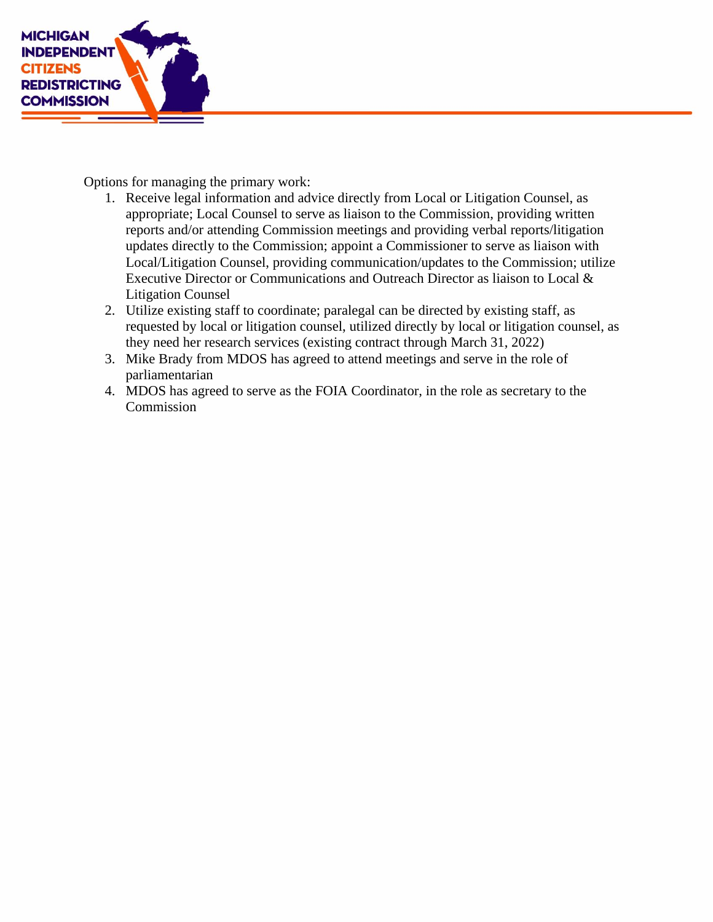Options for managing the primary work:

1. Receive legal information and advice directly from Local or Litigation Counsel, as appropriate; Local Counsel to serve as liaison to the Commission, providing written reports and/or attending Commission meetings and providing verbal reports/litigation updates directly to the Commission; appoint a Commissioner to serve as liaison with Local/Litigation Counsel, providing communication/updates to the Commission; utilize Executive Director or Communications and Outreach Director as liaison to Local & Litigation Counsel
2. Utilize existing staff to coordinate; paralegal can be directed by existing staff, as requested by local or litigation counsel, utilized directly by local or litigation counsel, as they need her research services (existing contract through March 31, 2022)
3. Mike Brady from MDOS has agreed to attend meetings and serve in the role of parliamentarian
4. MDOS has agreed to serve as the FOIA Coordinator, in the role as secretary to the Commission